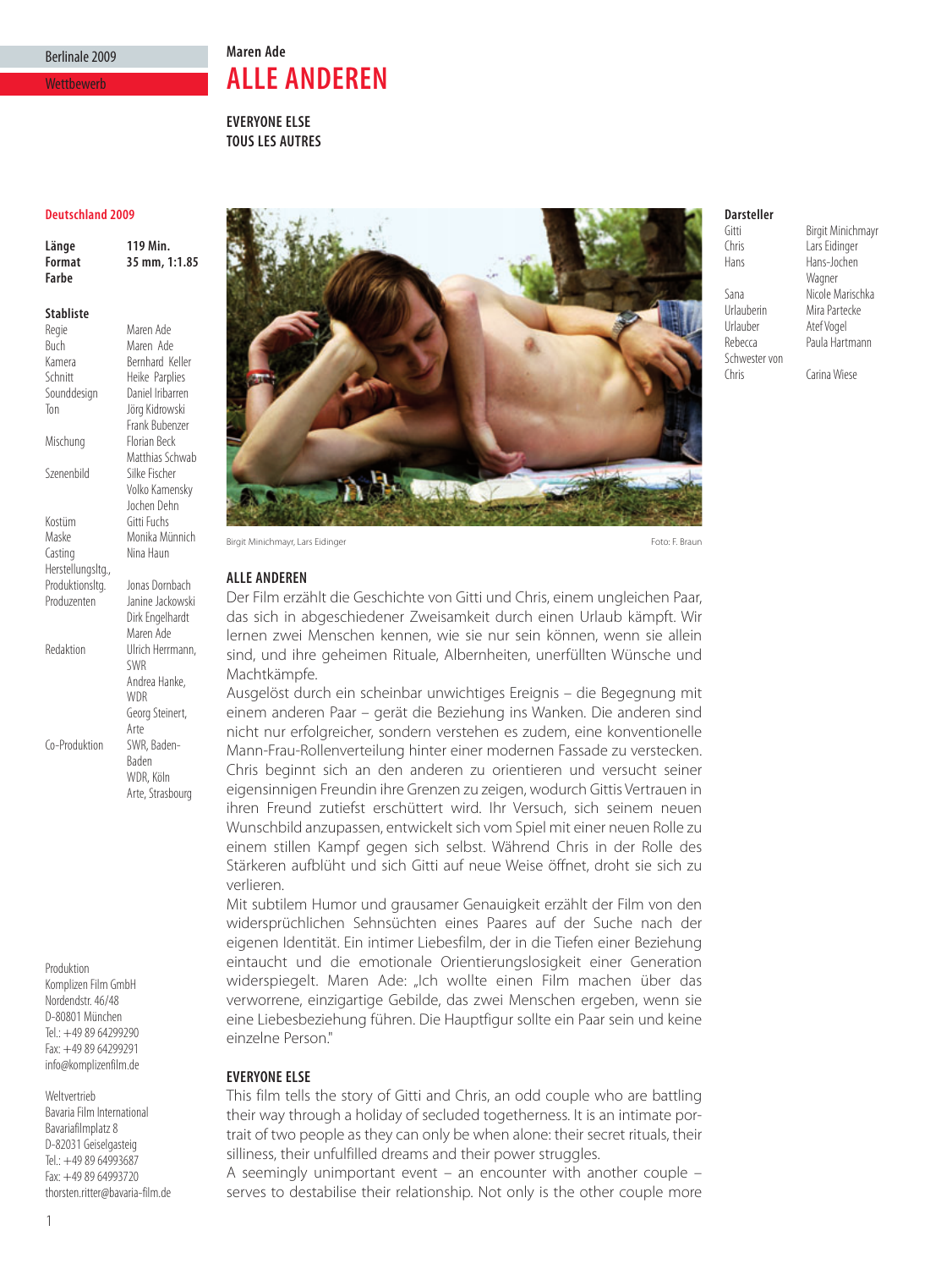Berlinale 2009

Wettbewerb

Maren Ade

# ALLE ANDEREN

**EVERYONE ELSE**
**TOUS LES AUTRES**

**Deutschland 2009**

| | |
|---|---|
| **Länge** | **119 Min.** |
| **Format** | **35 mm, 1:1.85** |
| **Farbe** | |

**Stabliste**

| | |
|---|---|
| Regie | Maren Ade |
| Buch | Maren Ade |
| Kamera | Bernhard Keller |
| Schnitt | Heike Parplies |
| Sounddesign | Daniel Iribarren |
| Ton | Jörg Kidrowski, Frank Bubenzer |
| Mischung | Florian Beck, Matthias Schwab |
| Szenenbild | Silke Fischer, Volko Kamensky, Jochen Dehn |
| Kostüm | Gitti Fuchs |
| Maske | Monika Münnich |
| Casting | Nina Haun |
| Herstellungsltg., Produktionsltg. | Jonas Dornbach |
| Produzenten | Janine Jackowski, Dirk Engelhardt, Maren Ade |
| Redaktion | Ulrich Herrmann, SWR; Andrea Hanke, WDR; Georg Steinert, Arte |
| Co-Produktion | SWR, Baden-Baden; WDR, Köln; Arte, Strasbourg |

**Darsteller**

| | |
|---|---|
| Gitti | Birgit Minichmayr |
| Chris | Lars Eidinger |
| Hans | Hans-Jochen Wagner |
| Sana | Nicole Marischka |
| Urlauberin | Mira Partecke |
| Urlauber | Atef Vogel |
| Rebecca | Paula Hartmann |
| Schwester von Chris | Carina Wiese |

Birgit Minichmayr, Lars Eidinger — Foto: F. Braun

### ALLE ANDEREN

Der Film erzählt die Geschichte von Gitti und Chris, einem ungleichen Paar, das sich in abgeschiedener Zweisamkeit durch einen Urlaub kämpft. Wir lernen zwei Menschen kennen, wie sie nur sein können, wenn sie allein sind, und ihre geheimen Rituale, Albernheiten, unerfüllten Wünsche und Machtkämpfe.

Ausgelöst durch ein scheinbar unwichtiges Ereignis – die Begegnung mit einem anderen Paar – gerät die Beziehung ins Wanken. Die anderen sind nicht nur erfolgreicher, sondern verstehen es zudem, eine konventionelle Mann-Frau-Rollenverteilung hinter einer modernen Fassade zu verstecken. Chris beginnt sich an den anderen zu orientieren und versucht seiner eigensinnigen Freundin ihre Grenzen zu zeigen, wodurch Gittis Vertrauen in ihren Freund zutiefst erschüttert wird. Ihr Versuch, sich seinem neuen Wunschbild anzupassen, entwickelt sich vom Spiel mit einer neuen Rolle zu einem stillen Kampf gegen sich selbst. Während Chris in der Rolle des Stärkeren aufblüht und sich Gitti auf neue Weise öffnet, droht sie sich zu verlieren.

Mit subtilem Humor und grausamer Genauigkeit erzählt der Film von den widersprüchlichen Sehnsüchten eines Paares auf der Suche nach der eigenen Identität. Ein intimer Liebesfilm, der in die Tiefen einer Beziehung eintaucht und die emotionale Orientierungslosigkeit einer Generation widerspiegelt. Maren Ade: „Ich wollte einen Film machen über das verworrene, einzigartige Gebilde, das zwei Menschen ergeben, wenn sie eine Liebesbeziehung führen. Die Hauptfigur sollte ein Paar sein und keine einzelne Person."

### EVERYONE ELSE

This film tells the story of Gitti and Chris, an odd couple who are battling their way through a holiday of secluded togetherness. It is an intimate portrait of two people as they can only be when alone: their secret rituals, their silliness, their unfulfilled dreams and their power struggles.

A seemingly unimportant event – an encounter with another couple – serves to destabilise their relationship. Not only is the other couple more

Produktion
Komplizen Film GmbH
Nordendstr. 46/48
D-80801 München
Tel.: +49 89 64299290
Fax: +49 89 64299291
info@komplizenfilm.de

Weltvertrieb
Bavaria Film International
Bavariafilmplatz 8
D-82031 Geiselgasteig
Tel.: +49 89 64993687
Fax: +49 89 64993720
thorsten.ritter@bavaria-film.de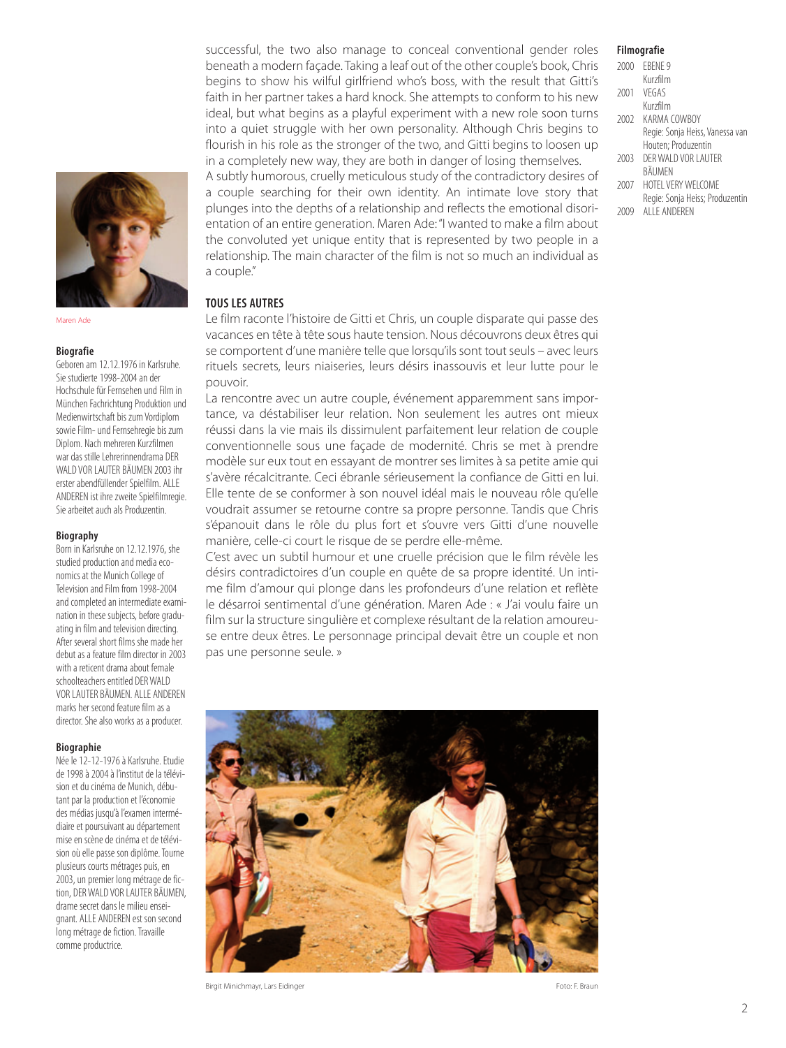successful, the two also manage to conceal conventional gender roles beneath a modern façade. Taking a leaf out of the other couple's book, Chris begins to show his wilful girlfriend who's boss, with the result that Gitti's faith in her partner takes a hard knock. She attempts to conform to his new ideal, but what begins as a playful experiment with a new role soon turns into a quiet struggle with her own personality. Although Chris begins to flourish in his role as the stronger of the two, and Gitti begins to loosen up in a completely new way, they are both in danger of losing themselves.
A subtly humorous, cruelly meticulous study of the contradictory desires of a couple searching for their own identity. An intimate love story that plunges into the depths of a relationship and reflects the emotional disorientation of an entire generation. Maren Ade: "I wanted to make a film about the convoluted yet unique entity that is represented by two people in a relationship. The main character of the film is not so much an individual as a couple."

### TOUS LES AUTRES

Le film raconte l'histoire de Gitti et Chris, un couple disparate qui passe des vacances en tête à tête sous haute tension. Nous découvrons deux êtres qui se comportent d'une manière telle que lorsqu'ils sont tout seuls – avec leurs rituels secrets, leurs niaiseries, leurs désirs inassouvis et leur lutte pour le pouvoir.
La rencontre avec un autre couple, événement apparemment sans importance, va déstabiliser leur relation. Non seulement les autres ont mieux réussi dans la vie mais ils dissimulent parfaitement leur relation de couple conventionnelle sous une façade de modernité. Chris se met à prendre modèle sur eux tout en essayant de montrer ses limites à sa petite amie qui s'avère récalcitrante. Ceci ébranle sérieusement la confiance de Gitti en lui. Elle tente de se conformer à son nouvel idéal mais le nouveau rôle qu'elle voudrait assumer se retourne contre sa propre personne. Tandis que Chris s'épanouit dans le rôle du plus fort et s'ouvre vers Gitti d'une nouvelle manière, celle-ci court le risque de se perdre elle-même.
C'est avec un subtil humour et une cruelle précision que le film révèle les désirs contradictoires d'un couple en quête de sa propre identité. Un intime film d'amour qui plonge dans les profondeurs d'une relation et reflète le désarroi sentimental d'une génération. Maren Ade : « J'ai voulu faire un film sur la structure singulière et complexe résultant de la relation amoureuse entre deux êtres. Le personnage principal devait être un couple et non pas une personne seule. »

Maren Ade

#### Biografie

Geboren am 12.12.1976 in Karlsruhe. Sie studierte 1998-2004 an der Hochschule für Fernsehen und Film in München Fachrichtung Produktion und Medienwirtschaft bis zum Vordiplom sowie Film- und Fernsehregie bis zum Diplom. Nach mehreren Kurzfilmen war das stille Lehrerinnendrama DER WALD VOR LAUTER BÄUMEN 2003 ihr erster abendfüllender Spielfilm. ALLE ANDEREN ist ihre zweite Spielfilmregie. Sie arbeitet auch als Produzentin.

#### Biography

Born in Karlsruhe on 12.12.1976, she studied production and media economics at the Munich College of Television and Film from 1998-2004 and completed an intermediate examination in these subjects, before graduating in film and television directing. After several short films she made her debut as a feature film director in 2003 with a reticent drama about female schoolteachers entitled DER WALD VOR LAUTER BÄUMEN. ALLE ANDEREN marks her second feature film as a director. She also works as a producer.

#### Biographie

Née le 12-12-1976 à Karlsruhe. Etudie de 1998 à 2004 à l'institut de la télévision et du cinéma de Munich, débutant par la production et l'économie des médias jusqu'à l'examen intermédiaire et poursuivant au département mise en scène de cinéma et de télévision où elle passe son diplôme. Tourne plusieurs courts métrages puis, en 2003, un premier long métrage de fiction, DER WALD VOR LAUTER BÄUMEN, drame secret dans le milieu enseignant. ALLE ANDEREN est son second long métrage de fiction. Travaille comme productrice.

#### Filmografie

2000 EBENE 9
Kurzfilm
2001 VEGAS
Kurzfilm
2002 KARMA COWBOY
Regie: Sonja Heiss, Vanessa van Houten; Produzentin
2003 DER WALD VOR LAUTER BÄUMEN
2007 HOTEL VERY WELCOME
Regie: Sonja Heiss; Produzentin
2009 ALLE ANDEREN

Birgit Minichmayr, Lars Eidinger

Foto: F. Braun